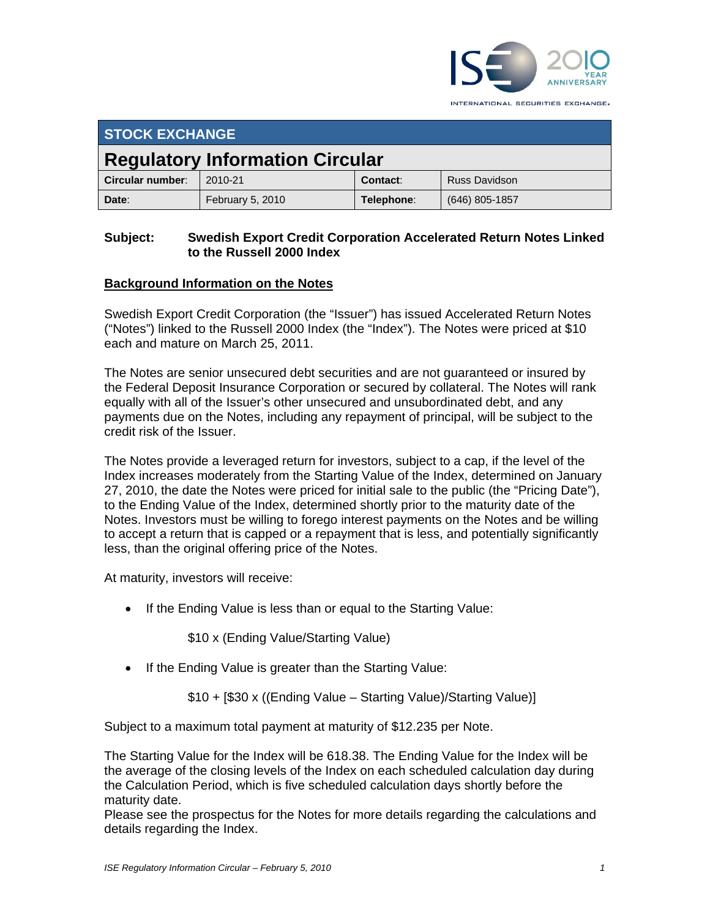## STOCK EXCHANGE

# Regulatory Information Circular

| Circular number: | 2010-21 | Contact: | Russ Davidson |
|---|---|---|---|
| Date: | February 5, 2010 | Telephone: | (646) 805-1857 |

**Subject: Swedish Export Credit Corporation Accelerated Return Notes Linked to the Russell 2000 Index**

**Background Information on the Notes**

Swedish Export Credit Corporation (the "Issuer") has issued Accelerated Return Notes ("Notes") linked to the Russell 2000 Index (the "Index"). The Notes were priced at $10 each and mature on March 25, 2011.

The Notes are senior unsecured debt securities and are not guaranteed or insured by the Federal Deposit Insurance Corporation or secured by collateral. The Notes will rank equally with all of the Issuer's other unsecured and unsubordinated debt, and any payments due on the Notes, including any repayment of principal, will be subject to the credit risk of the Issuer.

The Notes provide a leveraged return for investors, subject to a cap, if the level of the Index increases moderately from the Starting Value of the Index, determined on January 27, 2010, the date the Notes were priced for initial sale to the public (the "Pricing Date"), to the Ending Value of the Index, determined shortly prior to the maturity date of the Notes. Investors must be willing to forego interest payments on the Notes and be willing to accept a return that is capped or a repayment that is less, and potentially significantly less, than the original offering price of the Notes.

At maturity, investors will receive:

- If the Ending Value is less than or equal to the Starting Value:

  $10 x (Ending Value/Starting Value)

- If the Ending Value is greater than the Starting Value:

  $10 + [$30 x ((Ending Value – Starting Value)/Starting Value)]

Subject to a maximum total payment at maturity of $12.235 per Note.

The Starting Value for the Index will be 618.38. The Ending Value for the Index will be the average of the closing levels of the Index on each scheduled calculation day during the Calculation Period, which is five scheduled calculation days shortly before the maturity date.
Please see the prospectus for the Notes for more details regarding the calculations and details regarding the Index.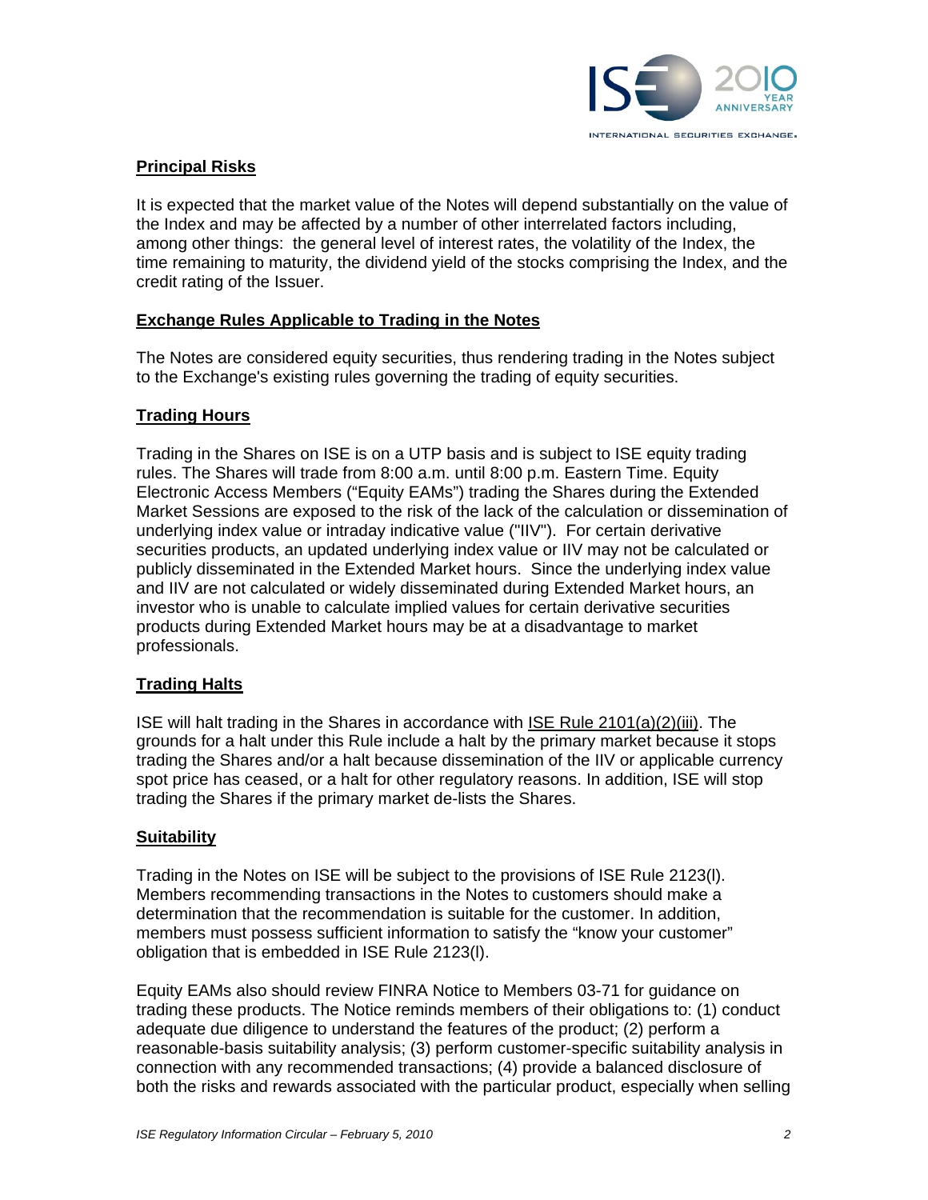## Principal Risks

It is expected that the market value of the Notes will depend substantially on the value of the Index and may be affected by a number of other interrelated factors including, among other things: the general level of interest rates, the volatility of the Index, the time remaining to maturity, the dividend yield of the stocks comprising the Index, and the credit rating of the Issuer.

## Exchange Rules Applicable to Trading in the Notes

The Notes are considered equity securities, thus rendering trading in the Notes subject to the Exchange's existing rules governing the trading of equity securities.

## Trading Hours

Trading in the Shares on ISE is on a UTP basis and is subject to ISE equity trading rules. The Shares will trade from 8:00 a.m. until 8:00 p.m. Eastern Time. Equity Electronic Access Members ("Equity EAMs") trading the Shares during the Extended Market Sessions are exposed to the risk of the lack of the calculation or dissemination of underlying index value or intraday indicative value ("IIV"). For certain derivative securities products, an updated underlying index value or IIV may not be calculated or publicly disseminated in the Extended Market hours. Since the underlying index value and IIV are not calculated or widely disseminated during Extended Market hours, an investor who is unable to calculate implied values for certain derivative securities products during Extended Market hours may be at a disadvantage to market professionals.

## Trading Halts

ISE will halt trading in the Shares in accordance with ISE Rule 2101(a)(2)(iii). The grounds for a halt under this Rule include a halt by the primary market because it stops trading the Shares and/or a halt because dissemination of the IIV or applicable currency spot price has ceased, or a halt for other regulatory reasons. In addition, ISE will stop trading the Shares if the primary market de-lists the Shares.

## Suitability

Trading in the Notes on ISE will be subject to the provisions of ISE Rule 2123(l). Members recommending transactions in the Notes to customers should make a determination that the recommendation is suitable for the customer. In addition, members must possess sufficient information to satisfy the "know your customer" obligation that is embedded in ISE Rule 2123(l).

Equity EAMs also should review FINRA Notice to Members 03-71 for guidance on trading these products. The Notice reminds members of their obligations to: (1) conduct adequate due diligence to understand the features of the product; (2) perform a reasonable-basis suitability analysis; (3) perform customer-specific suitability analysis in connection with any recommended transactions; (4) provide a balanced disclosure of both the risks and rewards associated with the particular product, especially when selling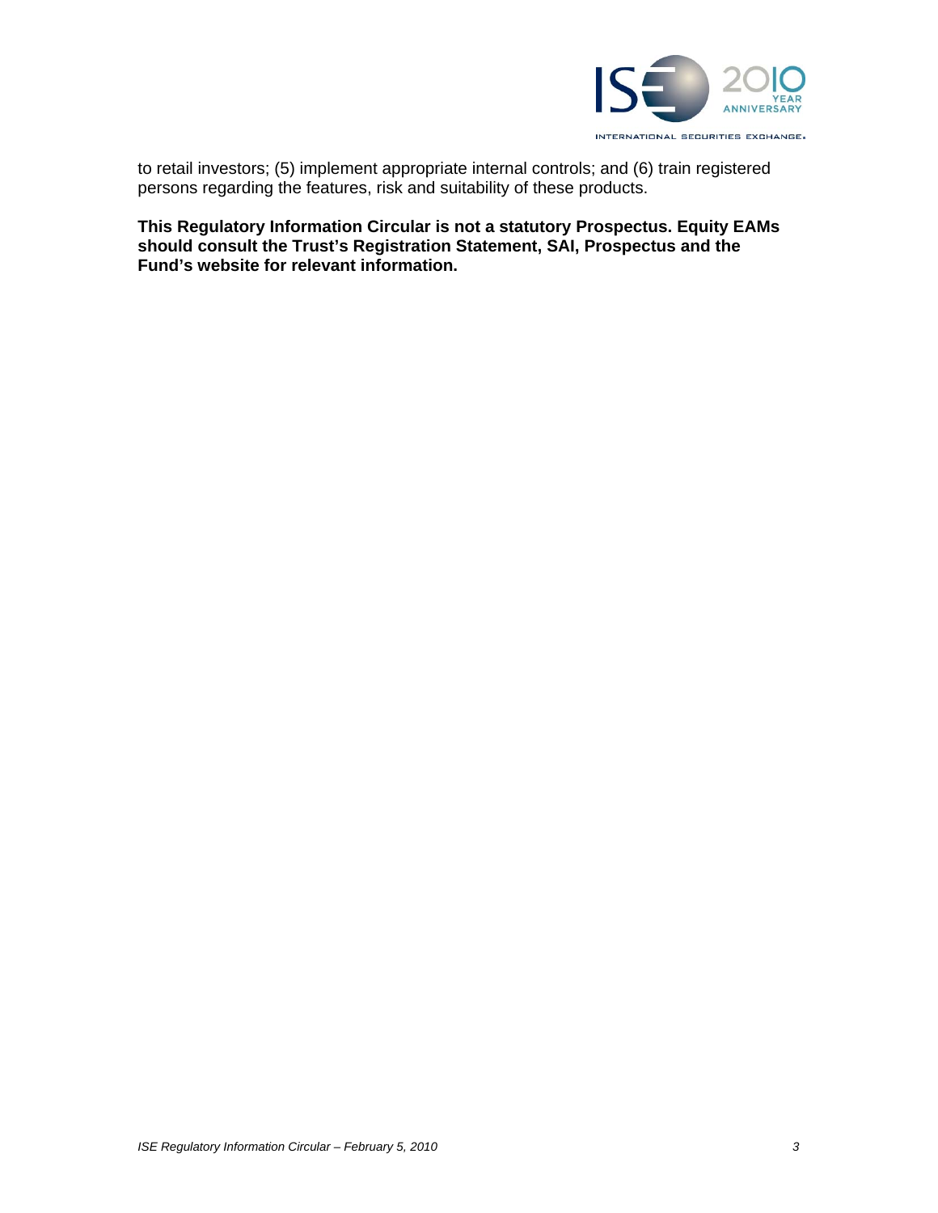to retail investors; (5) implement appropriate internal controls; and (6) train registered persons regarding the features, risk and suitability of these products.

**This Regulatory Information Circular is not a statutory Prospectus. Equity EAMs should consult the Trust's Registration Statement, SAI, Prospectus and the Fund's website for relevant information.**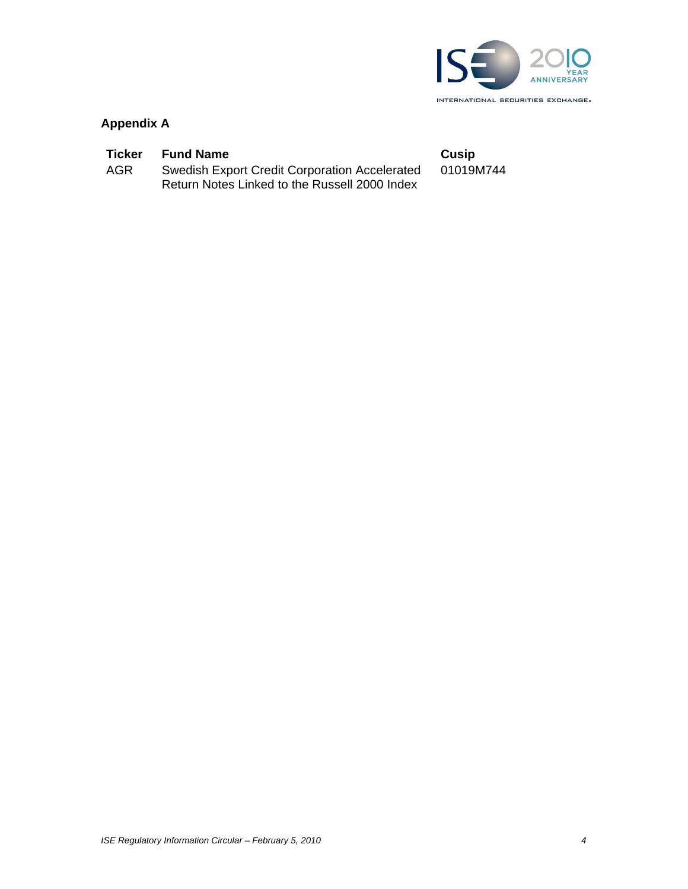## Appendix A

| Ticker | Fund Name | Cusip |
| --- | --- | --- |
| AGR | Swedish Export Credit Corporation Accelerated Return Notes Linked to the Russell 2000 Index | 01019M744 |